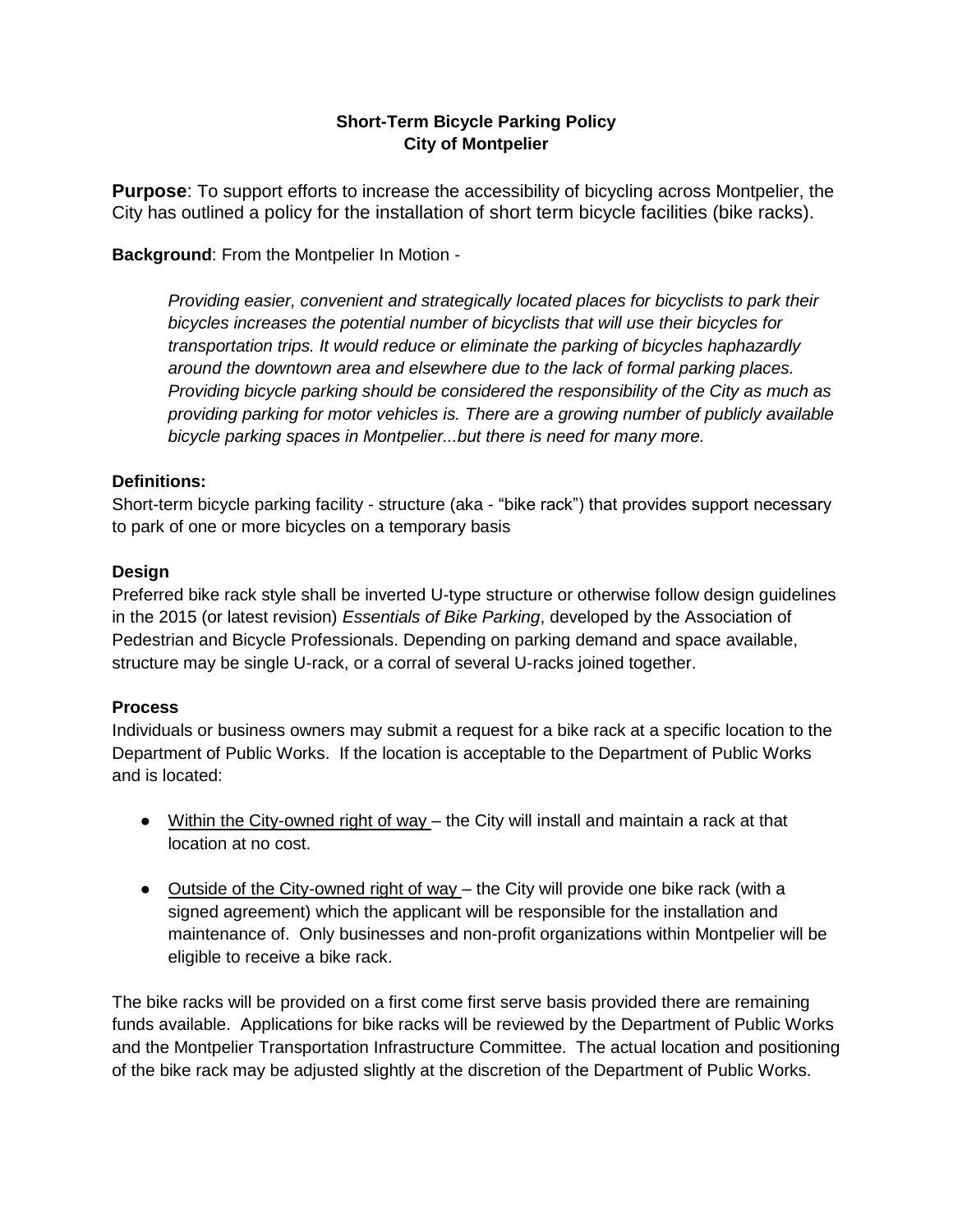**Short-Term Bicycle Parking Policy**
**City of Montpelier**

**Purpose**: To support efforts to increase the accessibility of bicycling across Montpelier, the City has outlined a policy for the installation of short term bicycle facilities (bike racks).

**Background**: From the Montpelier In Motion -

> *Providing easier, convenient and strategically located places for bicyclists to park their bicycles increases the potential number of bicyclists that will use their bicycles for transportation trips. It would reduce or eliminate the parking of bicycles haphazardly around the downtown area and elsewhere due to the lack of formal parking places. Providing bicycle parking should be considered the responsibility of the City as much as providing parking for motor vehicles is. There are a growing number of publicly available bicycle parking spaces in Montpelier...but there is need for many more.*

**Definitions:**
Short-term bicycle parking facility - structure (aka - "bike rack") that provides support necessary to park of one or more bicycles on a temporary basis

**Design**
Preferred bike rack style shall be inverted U-type structure or otherwise follow design guidelines in the 2015 (or latest revision) *Essentials of Bike Parking*, developed by the Association of Pedestrian and Bicycle Professionals. Depending on parking demand and space available, structure may be single U-rack, or a corral of several U-racks joined together.

**Process**
Individuals or business owners may submit a request for a bike rack at a specific location to the Department of Public Works. If the location is acceptable to the Department of Public Works and is located:

- <u>Within the City-owned right of way</u> – the City will install and maintain a rack at that location at no cost.
- <u>Outside of the City-owned right of way</u> – the City will provide one bike rack (with a signed agreement) which the applicant will be responsible for the installation and maintenance of. Only businesses and non-profit organizations within Montpelier will be eligible to receive a bike rack.

The bike racks will be provided on a first come first serve basis provided there are remaining funds available. Applications for bike racks will be reviewed by the Department of Public Works and the Montpelier Transportation Infrastructure Committee. The actual location and positioning of the bike rack may be adjusted slightly at the discretion of the Department of Public Works.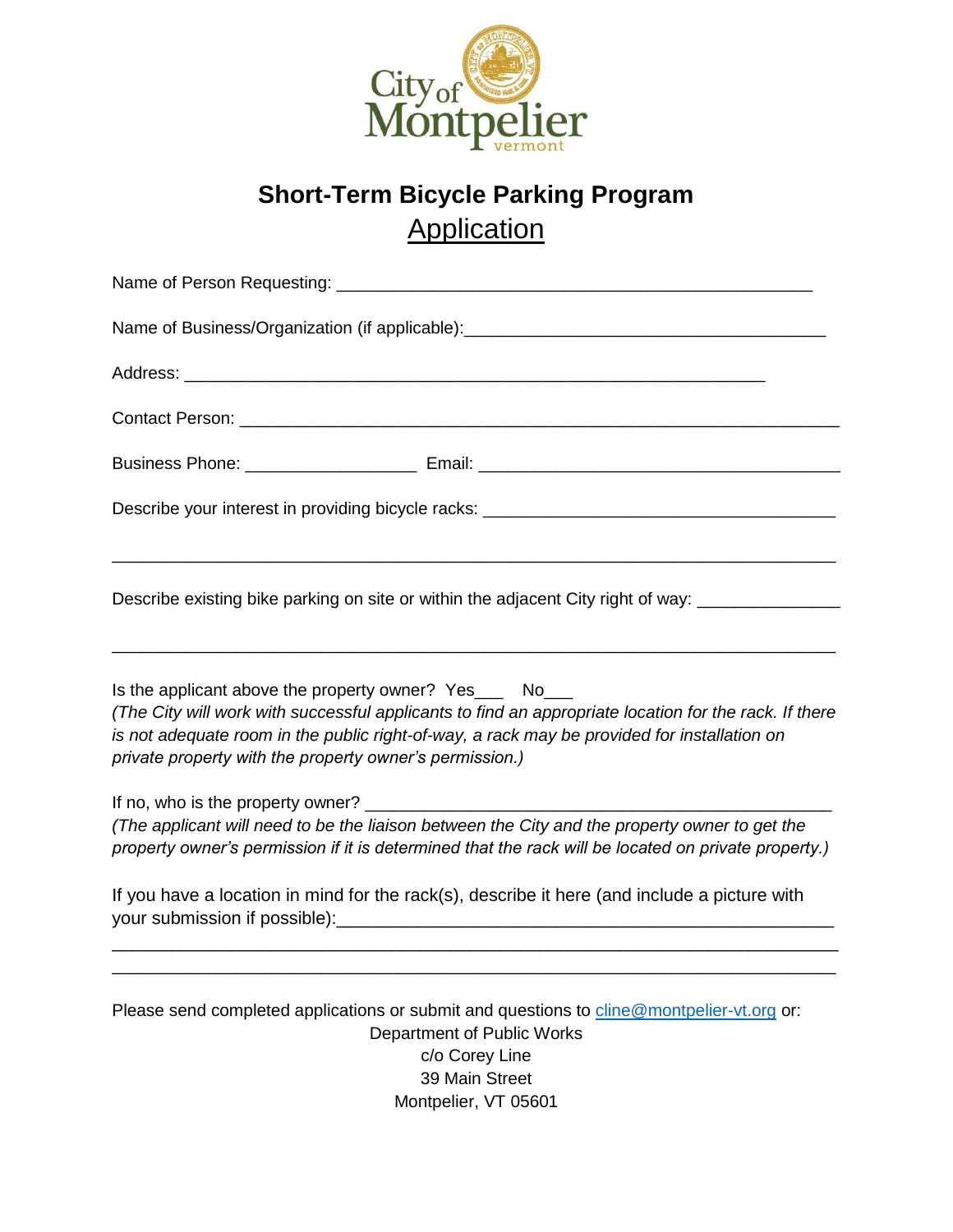City of Montpelier vermont

# Short-Term Bicycle Parking Program

## Application

Name of Person Requesting: ___________________________________________________

Name of Business/Organization (if applicable):______________________________________

Address: _______________________________________________________________

Contact Person: __________________________________________________________

Business Phone: __________________ Email: ______________________________________

Describe your interest in providing bicycle racks: ____________________________________

_________________________________________________________________________

Describe existing bike parking on site or within the adjacent City right of way: ______________

_________________________________________________________________________

Is the applicant above the property owner? Yes___ No___

*(The City will work with successful applicants to find an appropriate location for the rack. If there is not adequate room in the public right-of-way, a rack may be provided for installation on private property with the property owner's permission.)*

If no, who is the property owner? ____________________________________________

*(The applicant will need to be the liaison between the City and the property owner to get the property owner's permission if it is determined that the rack will be located on private property.)*

If you have a location in mind for the rack(s), describe it here (and include a picture with your submission if possible):_____________________________________________

_________________________________________________________________________

_________________________________________________________________________

Please send completed applications or submit and questions to cline@montpelier-vt.org or:

Department of Public Works
c/o Corey Line
39 Main Street
Montpelier, VT 05601